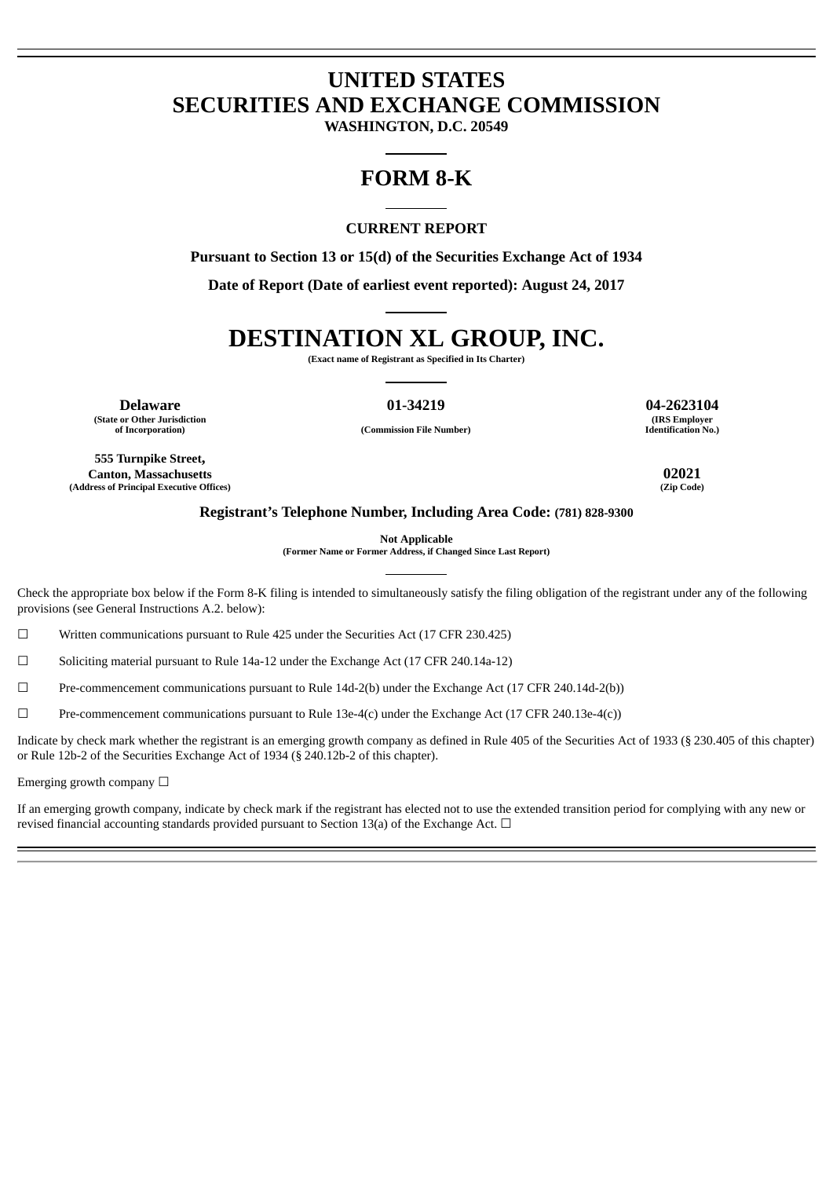# UNITED STATES
# SECURITIES AND EXCHANGE COMMISSION

**WASHINGTON, D.C. 20549**

# FORM 8-K

**CURRENT REPORT**

**Pursuant to Section 13 or 15(d) of the Securities Exchange Act of 1934**

**Date of Report (Date of earliest event reported): August 24, 2017**

# DESTINATION XL GROUP, INC.

**(Exact name of Registrant as Specified in Its Charter)**

| Delaware | 01-34219 | 04-2623104 |
|---|---|---|
| (State or Other Jurisdiction of Incorporation) | (Commission File Number) | (IRS Employer Identification No.) |

| 555 Turnpike Street, Canton, Massachusetts | 02021 |
|---|---|
| (Address of Principal Executive Offices) | (Zip Code) |

**Registrant's Telephone Number, Including Area Code: (781) 828-9300**

**Not Applicable**
**(Former Name or Former Address, if Changed Since Last Report)**

Check the appropriate box below if the Form 8-K filing is intended to simultaneously satisfy the filing obligation of the registrant under any of the following provisions (see General Instructions A.2. below):

☐ Written communications pursuant to Rule 425 under the Securities Act (17 CFR 230.425)

☐ Soliciting material pursuant to Rule 14a-12 under the Exchange Act (17 CFR 240.14a-12)

☐ Pre-commencement communications pursuant to Rule 14d-2(b) under the Exchange Act (17 CFR 240.14d-2(b))

☐ Pre-commencement communications pursuant to Rule 13e-4(c) under the Exchange Act (17 CFR 240.13e-4(c))

Indicate by check mark whether the registrant is an emerging growth company as defined in Rule 405 of the Securities Act of 1933 (§ 230.405 of this chapter) or Rule 12b-2 of the Securities Exchange Act of 1934 (§ 240.12b-2 of this chapter).

Emerging growth company ☐

If an emerging growth company, indicate by check mark if the registrant has elected not to use the extended transition period for complying with any new or revised financial accounting standards provided pursuant to Section 13(a) of the Exchange Act. ☐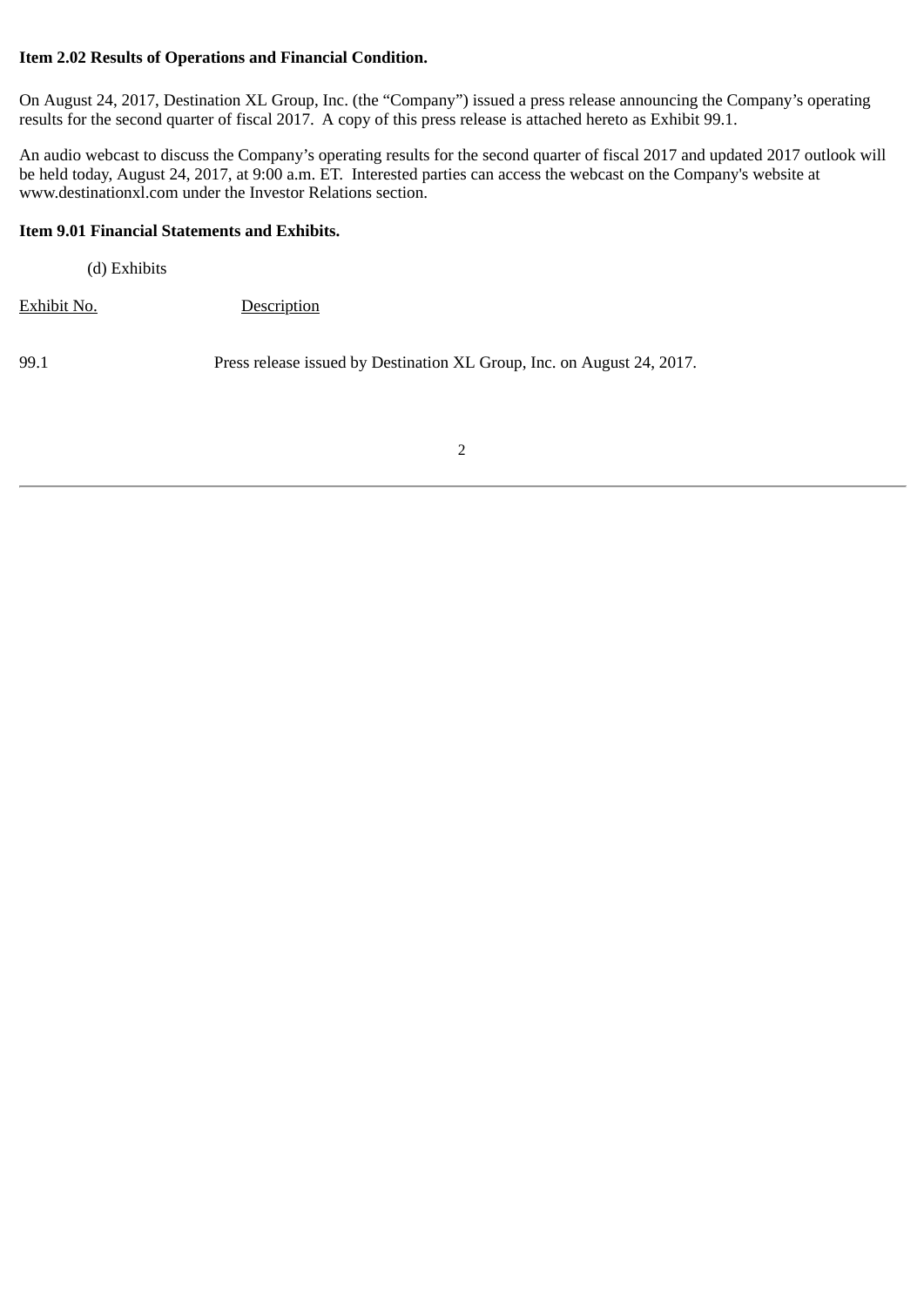**Item 2.02 Results of Operations and Financial Condition.**

On August 24, 2017, Destination XL Group, Inc. (the "Company") issued a press release announcing the Company's operating results for the second quarter of fiscal 2017. A copy of this press release is attached hereto as Exhibit 99.1.

An audio webcast to discuss the Company's operating results for the second quarter of fiscal 2017 and updated 2017 outlook will be held today, August 24, 2017, at 9:00 a.m. ET. Interested parties can access the webcast on the Company's website at www.destinationxl.com under the Investor Relations section.

**Item 9.01 Financial Statements and Exhibits.**

(d) Exhibits

| Exhibit No. | Description |
| --- | --- |
| 99.1 | Press release issued by Destination XL Group, Inc. on August 24, 2017. |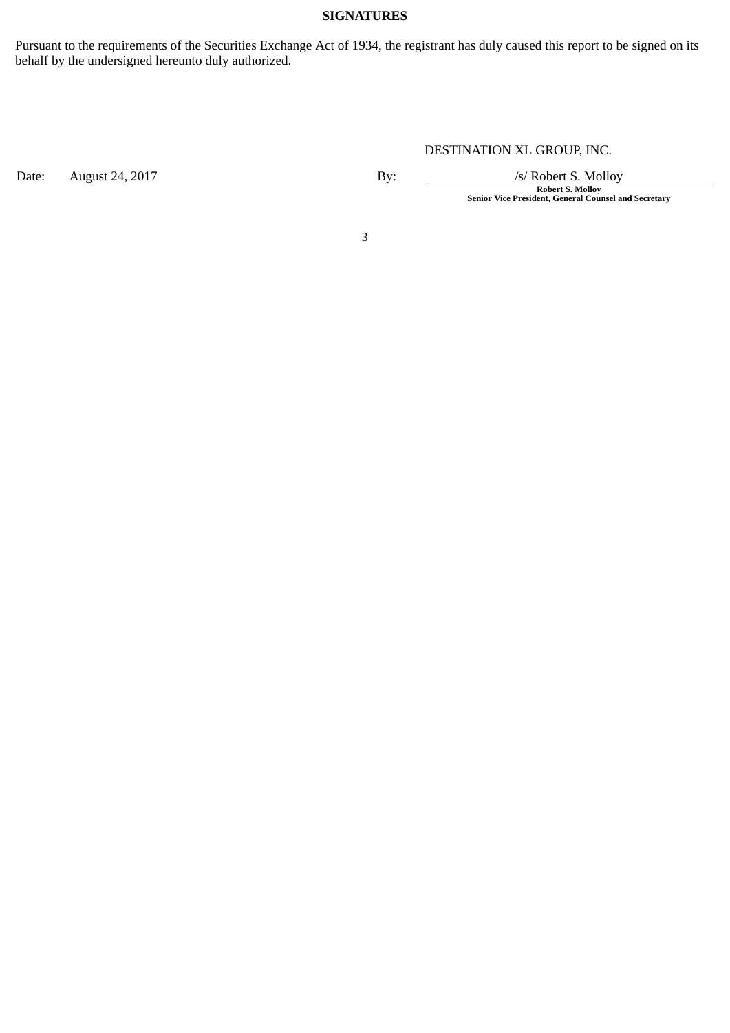**SIGNATURES**

Pursuant to the requirements of the Securities Exchange Act of 1934, the registrant has duly caused this report to be signed on its behalf by the undersigned hereunto duly authorized.

| | | | |
|---|---|---|---|
| | | | DESTINATION XL GROUP, INC. |
| Date: | August 24, 2017 | By: | /s/ Robert S. Molloy |
| | | | **Robert S. Molloy** |
| | | | **Senior Vice President, General Counsel and Secretary** |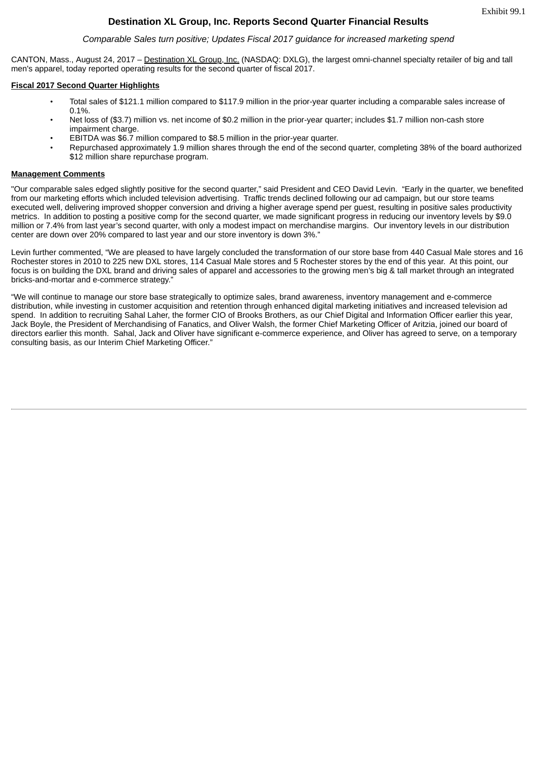Exhibit 99.1

# Destination XL Group, Inc. Reports Second Quarter Financial Results

*Comparable Sales turn positive; Updates Fiscal 2017 guidance for increased marketing spend*

CANTON, Mass., August 24, 2017 – Destination XL Group, Inc. (NASDAQ: DXLG), the largest omni-channel specialty retailer of big and tall men's apparel, today reported operating results for the second quarter of fiscal 2017.

**Fiscal 2017 Second Quarter Highlights**

- Total sales of $121.1 million compared to $117.9 million in the prior-year quarter including a comparable sales increase of 0.1%.
- Net loss of ($3.7) million vs. net income of $0.2 million in the prior-year quarter; includes $1.7 million non-cash store impairment charge.
- EBITDA was $6.7 million compared to $8.5 million in the prior-year quarter.
- Repurchased approximately 1.9 million shares through the end of the second quarter, completing 38% of the board authorized $12 million share repurchase program.

**Management Comments**

"Our comparable sales edged slightly positive for the second quarter," said President and CEO David Levin. "Early in the quarter, we benefited from our marketing efforts which included television advertising. Traffic trends declined following our ad campaign, but our store teams executed well, delivering improved shopper conversion and driving a higher average spend per guest, resulting in positive sales productivity metrics. In addition to posting a positive comp for the second quarter, we made significant progress in reducing our inventory levels by $9.0 million or 7.4% from last year's second quarter, with only a modest impact on merchandise margins. Our inventory levels in our distribution center are down over 20% compared to last year and our store inventory is down 3%."

Levin further commented, "We are pleased to have largely concluded the transformation of our store base from 440 Casual Male stores and 16 Rochester stores in 2010 to 225 new DXL stores, 114 Casual Male stores and 5 Rochester stores by the end of this year. At this point, our focus is on building the DXL brand and driving sales of apparel and accessories to the growing men's big & tall market through an integrated bricks-and-mortar and e-commerce strategy."

"We will continue to manage our store base strategically to optimize sales, brand awareness, inventory management and e-commerce distribution, while investing in customer acquisition and retention through enhanced digital marketing initiatives and increased television ad spend. In addition to recruiting Sahal Laher, the former CIO of Brooks Brothers, as our Chief Digital and Information Officer earlier this year, Jack Boyle, the President of Merchandising of Fanatics, and Oliver Walsh, the former Chief Marketing Officer of Aritzia, joined our board of directors earlier this month. Sahal, Jack and Oliver have significant e-commerce experience, and Oliver has agreed to serve, on a temporary consulting basis, as our Interim Chief Marketing Officer."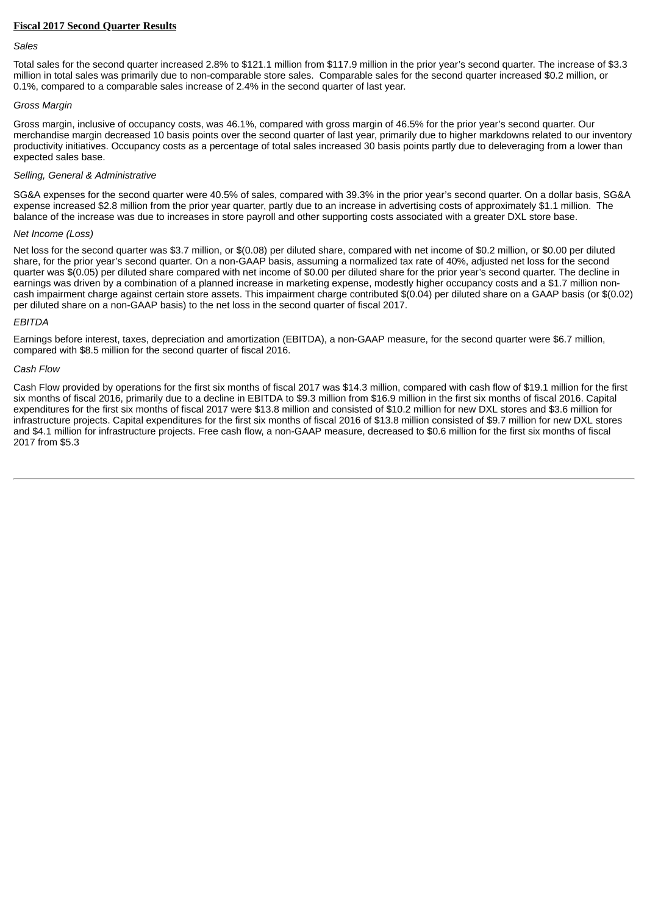**Fiscal 2017 Second Quarter Results**

*Sales*

Total sales for the second quarter increased 2.8% to $121.1 million from $117.9 million in the prior year's second quarter. The increase of $3.3 million in total sales was primarily due to non-comparable store sales. Comparable sales for the second quarter increased $0.2 million, or 0.1%, compared to a comparable sales increase of 2.4% in the second quarter of last year.

*Gross Margin*

Gross margin, inclusive of occupancy costs, was 46.1%, compared with gross margin of 46.5% for the prior year's second quarter. Our merchandise margin decreased 10 basis points over the second quarter of last year, primarily due to higher markdowns related to our inventory productivity initiatives. Occupancy costs as a percentage of total sales increased 30 basis points partly due to deleveraging from a lower than expected sales base.

*Selling, General & Administrative*

SG&A expenses for the second quarter were 40.5% of sales, compared with 39.3% in the prior year's second quarter. On a dollar basis, SG&A expense increased $2.8 million from the prior year quarter, partly due to an increase in advertising costs of approximately $1.1 million. The balance of the increase was due to increases in store payroll and other supporting costs associated with a greater DXL store base.

*Net Income (Loss)*

Net loss for the second quarter was $3.7 million, or $(0.08) per diluted share, compared with net income of $0.2 million, or $0.00 per diluted share, for the prior year's second quarter. On a non-GAAP basis, assuming a normalized tax rate of 40%, adjusted net loss for the second quarter was $(0.05) per diluted share compared with net income of $0.00 per diluted share for the prior year's second quarter. The decline in earnings was driven by a combination of a planned increase in marketing expense, modestly higher occupancy costs and a $1.7 million non-cash impairment charge against certain store assets. This impairment charge contributed $(0.04) per diluted share on a GAAP basis (or $(0.02) per diluted share on a non-GAAP basis) to the net loss in the second quarter of fiscal 2017.

*EBITDA*

Earnings before interest, taxes, depreciation and amortization (EBITDA), a non-GAAP measure, for the second quarter were $6.7 million, compared with $8.5 million for the second quarter of fiscal 2016.

*Cash Flow*

Cash Flow provided by operations for the first six months of fiscal 2017 was $14.3 million, compared with cash flow of $19.1 million for the first six months of fiscal 2016, primarily due to a decline in EBITDA to $9.3 million from $16.9 million in the first six months of fiscal 2016. Capital expenditures for the first six months of fiscal 2017 were $13.8 million and consisted of $10.2 million for new DXL stores and $3.6 million for infrastructure projects. Capital expenditures for the first six months of fiscal 2016 of $13.8 million consisted of $9.7 million for new DXL stores and $4.1 million for infrastructure projects. Free cash flow, a non-GAAP measure, decreased to $0.6 million for the first six months of fiscal 2017 from $5.3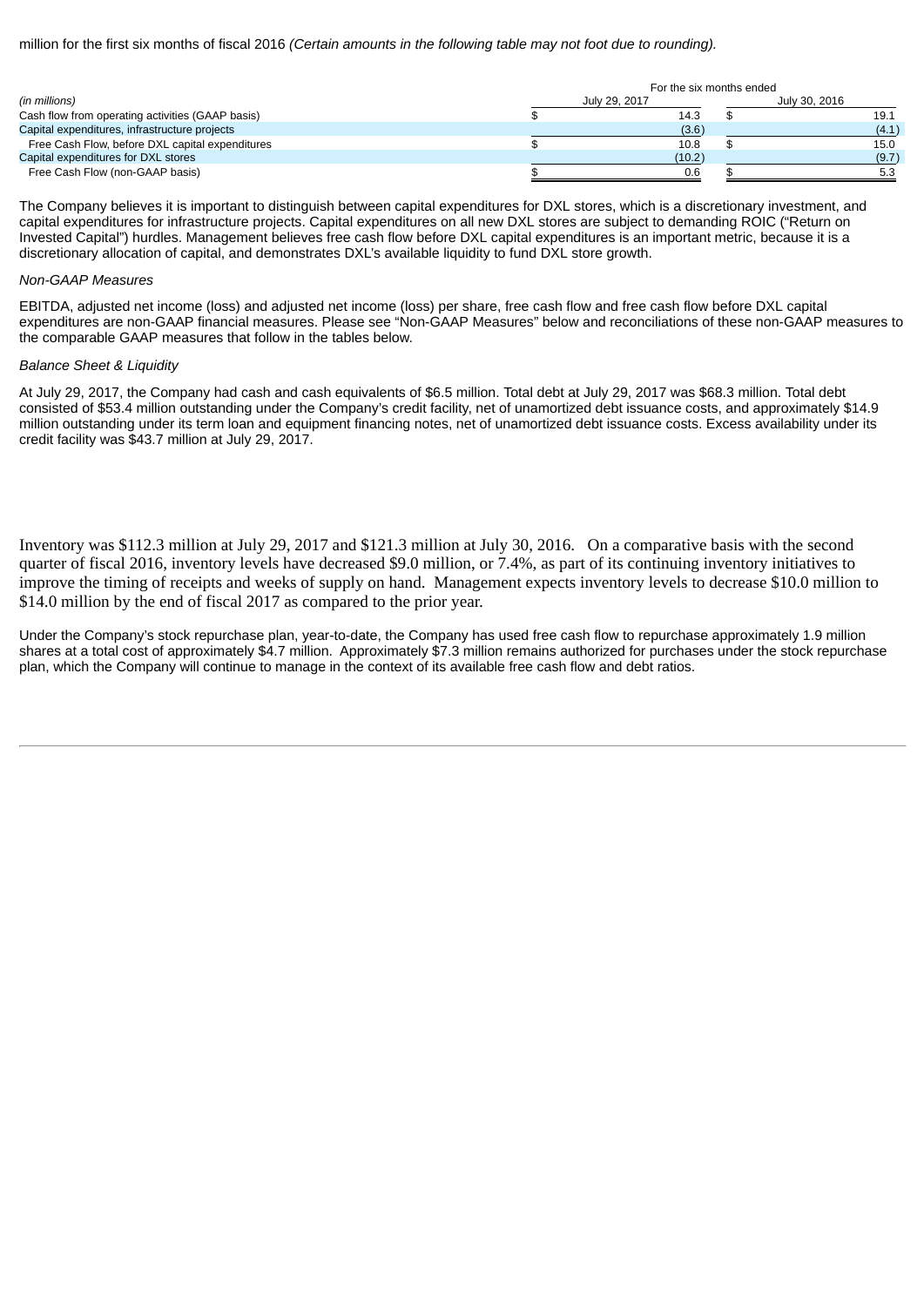million for the first six months of fiscal 2016 *(Certain amounts in the following table may not foot due to rounding).*

| *(in millions)* | For the six months ended July 29, 2017 | For the six months ended July 30, 2016 |
|---|---|---|
| Cash flow from operating activities (GAAP basis) | $ 14.3 | $ 19.1 |
| Capital expenditures, infrastructure projects | (3.6) | (4.1) |
| Free Cash Flow, before DXL capital expenditures | $ 10.8 | $ 15.0 |
| Capital expenditures for DXL stores | (10.2) | (9.7) |
| Free Cash Flow (non-GAAP basis) | $ 0.6 | $ 5.3 |

The Company believes it is important to distinguish between capital expenditures for DXL stores, which is a discretionary investment, and capital expenditures for infrastructure projects. Capital expenditures on all new DXL stores are subject to demanding ROIC ("Return on Invested Capital") hurdles. Management believes free cash flow before DXL capital expenditures is an important metric, because it is a discretionary allocation of capital, and demonstrates DXL's available liquidity to fund DXL store growth.

*Non-GAAP Measures*

EBITDA, adjusted net income (loss) and adjusted net income (loss) per share, free cash flow and free cash flow before DXL capital expenditures are non-GAAP financial measures. Please see "Non-GAAP Measures" below and reconciliations of these non-GAAP measures to the comparable GAAP measures that follow in the tables below.

*Balance Sheet & Liquidity*

At July 29, 2017, the Company had cash and cash equivalents of $6.5 million. Total debt at July 29, 2017 was $68.3 million. Total debt consisted of $53.4 million outstanding under the Company's credit facility, net of unamortized debt issuance costs, and approximately $14.9 million outstanding under its term loan and equipment financing notes, net of unamortized debt issuance costs. Excess availability under its credit facility was $43.7 million at July 29, 2017.

Inventory was $112.3 million at July 29, 2017 and $121.3 million at July 30, 2016. On a comparative basis with the second quarter of fiscal 2016, inventory levels have decreased $9.0 million, or 7.4%, as part of its continuing inventory initiatives to improve the timing of receipts and weeks of supply on hand. Management expects inventory levels to decrease $10.0 million to $14.0 million by the end of fiscal 2017 as compared to the prior year.

Under the Company's stock repurchase plan, year-to-date, the Company has used free cash flow to repurchase approximately 1.9 million shares at a total cost of approximately $4.7 million. Approximately $7.3 million remains authorized for purchases under the stock repurchase plan, which the Company will continue to manage in the context of its available free cash flow and debt ratios.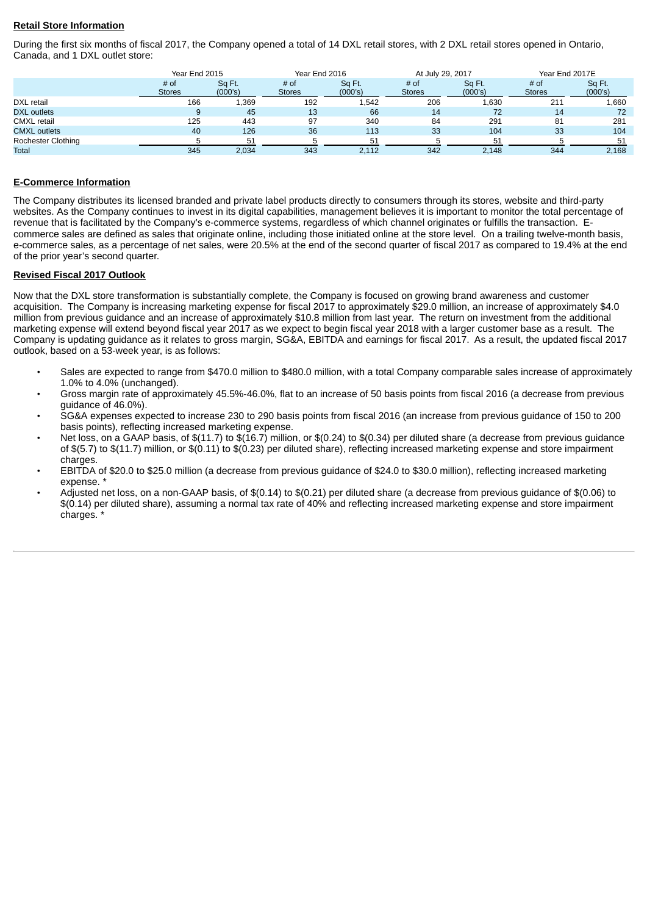**Retail Store Information**

During the first six months of fiscal 2017, the Company opened a total of 14 DXL retail stores, with 2 DXL retail stores opened in Ontario, Canada, and 1 DXL outlet store:

| | Year End 2015 | | Year End 2016 | | At July 29, 2017 | | Year End 2017E | |
|---|---|---|---|---|---|---|---|---|
| | # of Stores | Sq Ft. (000's) | # of Stores | Sq Ft. (000's) | # of Stores | Sq Ft. (000's) | # of Stores | Sq Ft. (000's) |
| DXL retail | 166 | 1,369 | 192 | 1,542 | 206 | 1,630 | 211 | 1,660 |
| DXL outlets | 9 | 45 | 13 | 66 | 14 | 72 | 14 | 72 |
| CMXL retail | 125 | 443 | 97 | 340 | 84 | 291 | 81 | 281 |
| CMXL outlets | 40 | 126 | 36 | 113 | 33 | 104 | 33 | 104 |
| Rochester Clothing | 5 | 51 | 5 | 51 | 5 | 51 | 5 | 51 |
| Total | 345 | 2,034 | 343 | 2,112 | 342 | 2,148 | 344 | 2,168 |

**E-Commerce Information**

The Company distributes its licensed branded and private label products directly to consumers through its stores, website and third-party websites. As the Company continues to invest in its digital capabilities, management believes it is important to monitor the total percentage of revenue that is facilitated by the Company's e-commerce systems, regardless of which channel originates or fulfills the transaction. E-commerce sales are defined as sales that originate online, including those initiated online at the store level. On a trailing twelve-month basis, e-commerce sales, as a percentage of net sales, were 20.5% at the end of the second quarter of fiscal 2017 as compared to 19.4% at the end of the prior year's second quarter.

**Revised Fiscal 2017 Outlook**

Now that the DXL store transformation is substantially complete, the Company is focused on growing brand awareness and customer acquisition. The Company is increasing marketing expense for fiscal 2017 to approximately $29.0 million, an increase of approximately $4.0 million from previous guidance and an increase of approximately $10.8 million from last year. The return on investment from the additional marketing expense will extend beyond fiscal year 2017 as we expect to begin fiscal year 2018 with a larger customer base as a result. The Company is updating guidance as it relates to gross margin, SG&A, EBITDA and earnings for fiscal 2017. As a result, the updated fiscal 2017 outlook, based on a 53-week year, is as follows:

- Sales are expected to range from $470.0 million to $480.0 million, with a total Company comparable sales increase of approximately 1.0% to 4.0% (unchanged).
- Gross margin rate of approximately 45.5%-46.0%, flat to an increase of 50 basis points from fiscal 2016 (a decrease from previous guidance of 46.0%).
- SG&A expenses expected to increase 230 to 290 basis points from fiscal 2016 (an increase from previous guidance of 150 to 200 basis points), reflecting increased marketing expense.
- Net loss, on a GAAP basis, of $(11.7) to $(16.7) million, or $(0.24) to $(0.34) per diluted share (a decrease from previous guidance of $(5.7) to $(11.7) million, or $(0.11) to $(0.23) per diluted share), reflecting increased marketing expense and store impairment charges.
- EBITDA of $20.0 to $25.0 million (a decrease from previous guidance of $24.0 to $30.0 million), reflecting increased marketing expense. *
- Adjusted net loss, on a non-GAAP basis, of $(0.14) to $(0.21) per diluted share (a decrease from previous guidance of $(0.06) to $(0.14) per diluted share), assuming a normal tax rate of 40% and reflecting increased marketing expense and store impairment charges. *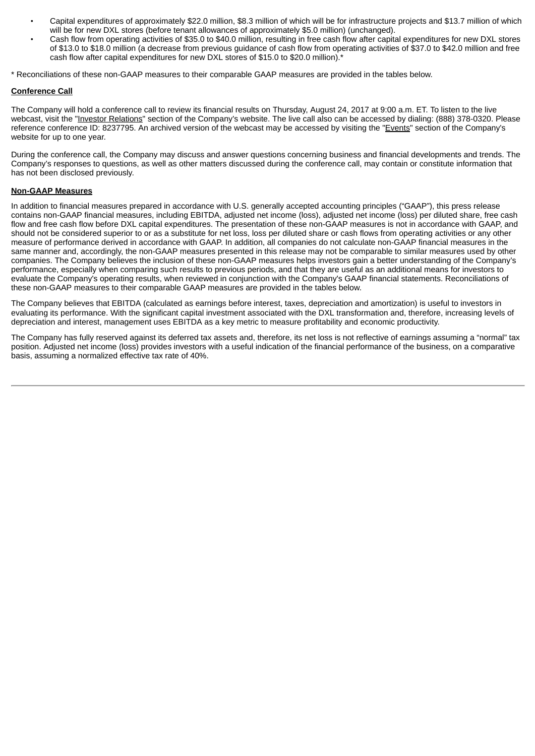- Capital expenditures of approximately $22.0 million, $8.3 million of which will be for infrastructure projects and $13.7 million of which will be for new DXL stores (before tenant allowances of approximately $5.0 million) (unchanged).
- Cash flow from operating activities of $35.0 to $40.0 million, resulting in free cash flow after capital expenditures for new DXL stores of $13.0 to $18.0 million (a decrease from previous guidance of cash flow from operating activities of $37.0 to $42.0 million and free cash flow after capital expenditures for new DXL stores of $15.0 to $20.0 million).*

* Reconciliations of these non-GAAP measures to their comparable GAAP measures are provided in the tables below.

**Conference Call**

The Company will hold a conference call to review its financial results on Thursday, August 24, 2017 at 9:00 a.m. ET. To listen to the live webcast, visit the "Investor Relations" section of the Company's website. The live call also can be accessed by dialing: (888) 378-0320. Please reference conference ID: 8237795. An archived version of the webcast may be accessed by visiting the "Events" section of the Company's website for up to one year.

During the conference call, the Company may discuss and answer questions concerning business and financial developments and trends. The Company's responses to questions, as well as other matters discussed during the conference call, may contain or constitute information that has not been disclosed previously.

**Non-GAAP Measures**

In addition to financial measures prepared in accordance with U.S. generally accepted accounting principles ("GAAP"), this press release contains non-GAAP financial measures, including EBITDA, adjusted net income (loss), adjusted net income (loss) per diluted share, free cash flow and free cash flow before DXL capital expenditures. The presentation of these non-GAAP measures is not in accordance with GAAP, and should not be considered superior to or as a substitute for net loss, loss per diluted share or cash flows from operating activities or any other measure of performance derived in accordance with GAAP. In addition, all companies do not calculate non-GAAP financial measures in the same manner and, accordingly, the non-GAAP measures presented in this release may not be comparable to similar measures used by other companies. The Company believes the inclusion of these non-GAAP measures helps investors gain a better understanding of the Company's performance, especially when comparing such results to previous periods, and that they are useful as an additional means for investors to evaluate the Company's operating results, when reviewed in conjunction with the Company's GAAP financial statements. Reconciliations of these non-GAAP measures to their comparable GAAP measures are provided in the tables below.

The Company believes that EBITDA (calculated as earnings before interest, taxes, depreciation and amortization) is useful to investors in evaluating its performance. With the significant capital investment associated with the DXL transformation and, therefore, increasing levels of depreciation and interest, management uses EBITDA as a key metric to measure profitability and economic productivity.

The Company has fully reserved against its deferred tax assets and, therefore, its net loss is not reflective of earnings assuming a "normal" tax position. Adjusted net income (loss) provides investors with a useful indication of the financial performance of the business, on a comparative basis, assuming a normalized effective tax rate of 40%.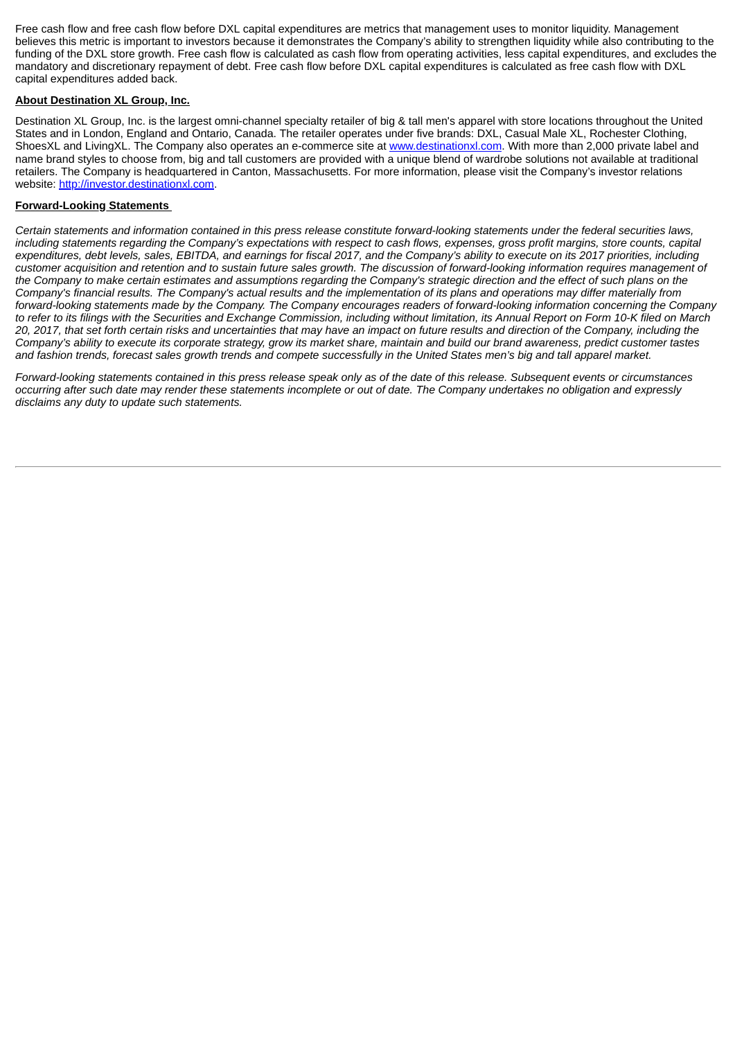Free cash flow and free cash flow before DXL capital expenditures are metrics that management uses to monitor liquidity. Management believes this metric is important to investors because it demonstrates the Company's ability to strengthen liquidity while also contributing to the funding of the DXL store growth. Free cash flow is calculated as cash flow from operating activities, less capital expenditures, and excludes the mandatory and discretionary repayment of debt. Free cash flow before DXL capital expenditures is calculated as free cash flow with DXL capital expenditures added back.

**About Destination XL Group, Inc.**

Destination XL Group, Inc. is the largest omni-channel specialty retailer of big & tall men's apparel with store locations throughout the United States and in London, England and Ontario, Canada. The retailer operates under five brands: DXL, Casual Male XL, Rochester Clothing, ShoesXL and LivingXL. The Company also operates an e-commerce site at [www.destinationxl.com](http://www.destinationxl.com). With more than 2,000 private label and name brand styles to choose from, big and tall customers are provided with a unique blend of wardrobe solutions not available at traditional retailers. The Company is headquartered in Canton, Massachusetts. For more information, please visit the Company's investor relations website: [http://investor.destinationxl.com](http://investor.destinationxl.com).

**Forward-Looking Statements**

*Certain statements and information contained in this press release constitute forward-looking statements under the federal securities laws, including statements regarding the Company's expectations with respect to cash flows, expenses, gross profit margins, store counts, capital expenditures, debt levels, sales, EBITDA, and earnings for fiscal 2017, and the Company's ability to execute on its 2017 priorities, including customer acquisition and retention and to sustain future sales growth. The discussion of forward-looking information requires management of the Company to make certain estimates and assumptions regarding the Company's strategic direction and the effect of such plans on the Company's financial results. The Company's actual results and the implementation of its plans and operations may differ materially from forward-looking statements made by the Company. The Company encourages readers of forward-looking information concerning the Company to refer to its filings with the Securities and Exchange Commission, including without limitation, its Annual Report on Form 10-K filed on March 20, 2017, that set forth certain risks and uncertainties that may have an impact on future results and direction of the Company, including the Company's ability to execute its corporate strategy, grow its market share, maintain and build our brand awareness, predict customer tastes and fashion trends, forecast sales growth trends and compete successfully in the United States men's big and tall apparel market.*

*Forward-looking statements contained in this press release speak only as of the date of this release. Subsequent events or circumstances occurring after such date may render these statements incomplete or out of date. The Company undertakes no obligation and expressly disclaims any duty to update such statements.*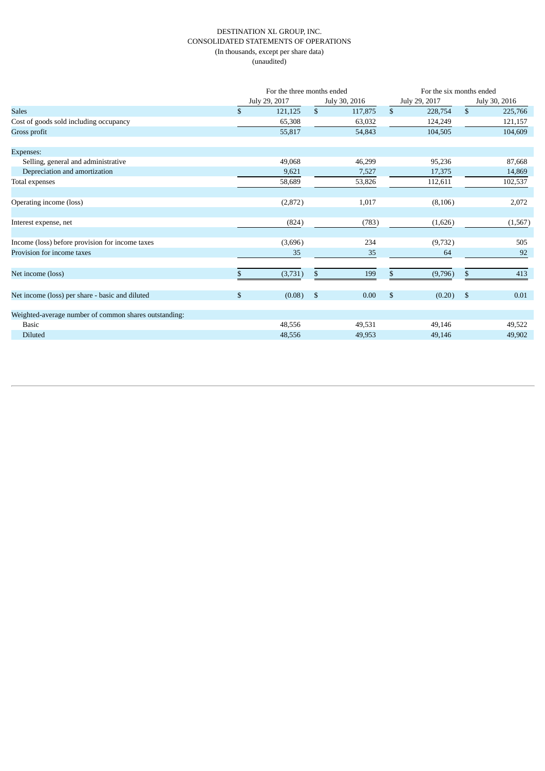DESTINATION XL GROUP, INC.
CONSOLIDATED STATEMENTS OF OPERATIONS
(In thousands, except per share data)
(unaudited)

| | For the three months ended | | For the six months ended | |
|---|---|---|---|---|
| | July 29, 2017 | July 30, 2016 | July 29, 2017 | July 30, 2016 |
| Sales | $ 121,125 | $ 117,875 | $ 228,754 | $ 225,766 |
| Cost of goods sold including occupancy | 65,308 | 63,032 | 124,249 | 121,157 |
| Gross profit | 55,817 | 54,843 | 104,505 | 104,609 |
| | | | | |
| Expenses: | | | | |
| Selling, general and administrative | 49,068 | 46,299 | 95,236 | 87,668 |
| Depreciation and amortization | 9,621 | 7,527 | 17,375 | 14,869 |
| Total expenses | 58,689 | 53,826 | 112,611 | 102,537 |
| | | | | |
| Operating income (loss) | (2,872) | 1,017 | (8,106) | 2,072 |
| | | | | |
| Interest expense, net | (824) | (783) | (1,626) | (1,567) |
| | | | | |
| Income (loss) before provision for income taxes | (3,696) | 234 | (9,732) | 505 |
| Provision for income taxes | 35 | 35 | 64 | 92 |
| | | | | |
| Net income (loss) | $ (3,731) | $ 199 | $ (9,796) | $ 413 |
| | | | | |
| Net income (loss) per share - basic and diluted | $ (0.08) | $ 0.00 | $ (0.20) | $ 0.01 |
| | | | | |
| Weighted-average number of common shares outstanding: | | | | |
| Basic | 48,556 | 49,531 | 49,146 | 49,522 |
| Diluted | 48,556 | 49,953 | 49,146 | 49,902 |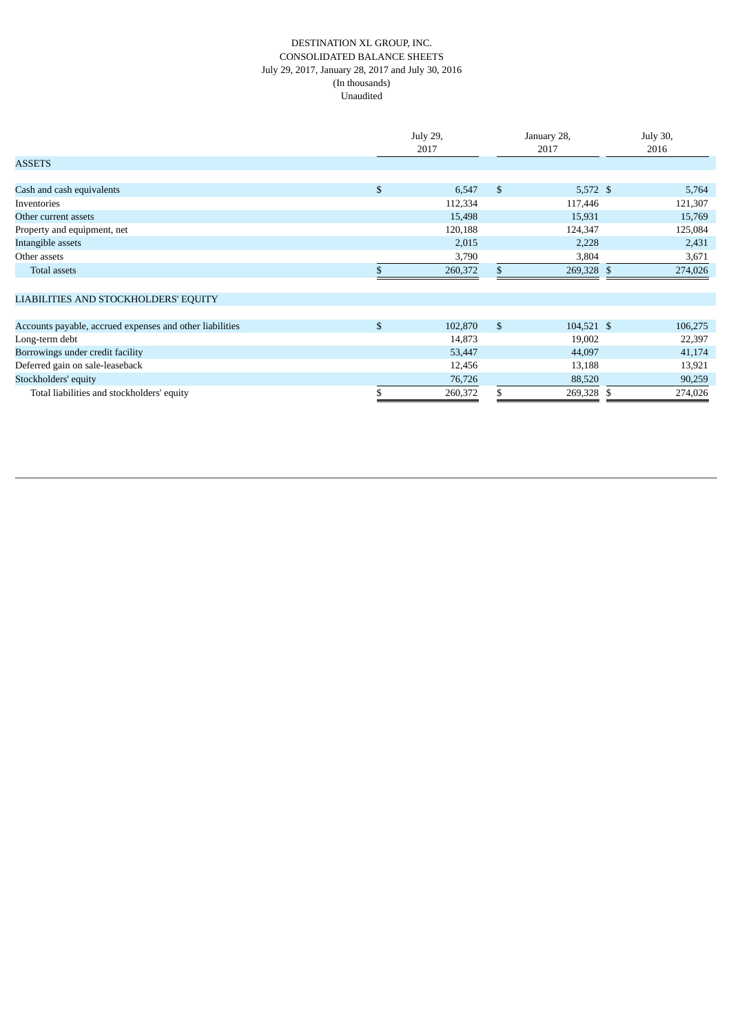DESTINATION XL GROUP, INC.
CONSOLIDATED BALANCE SHEETS
July 29, 2017, January 28, 2017 and July 30, 2016
(In thousands)
Unaudited

| | July 29, 2017 | January 28, 2017 | July 30, 2016 |
|---|---|---|---|
| ASSETS | | | |
| Cash and cash equivalents | $ 6,547 | $ 5,572 | $ 5,764 |
| Inventories | 112,334 | 117,446 | 121,307 |
| Other current assets | 15,498 | 15,931 | 15,769 |
| Property and equipment, net | 120,188 | 124,347 | 125,084 |
| Intangible assets | 2,015 | 2,228 | 2,431 |
| Other assets | 3,790 | 3,804 | 3,671 |
| Total assets | $ 260,372 | $ 269,328 | $ 274,026 |
| LIABILITIES AND STOCKHOLDERS' EQUITY | | | |
| Accounts payable, accrued expenses and other liabilities | $ 102,870 | $ 104,521 | $ 106,275 |
| Long-term debt | 14,873 | 19,002 | 22,397 |
| Borrowings under credit facility | 53,447 | 44,097 | 41,174 |
| Deferred gain on sale-leaseback | 12,456 | 13,188 | 13,921 |
| Stockholders' equity | 76,726 | 88,520 | 90,259 |
| Total liabilities and stockholders' equity | $ 260,372 | $ 269,328 | $ 274,026 |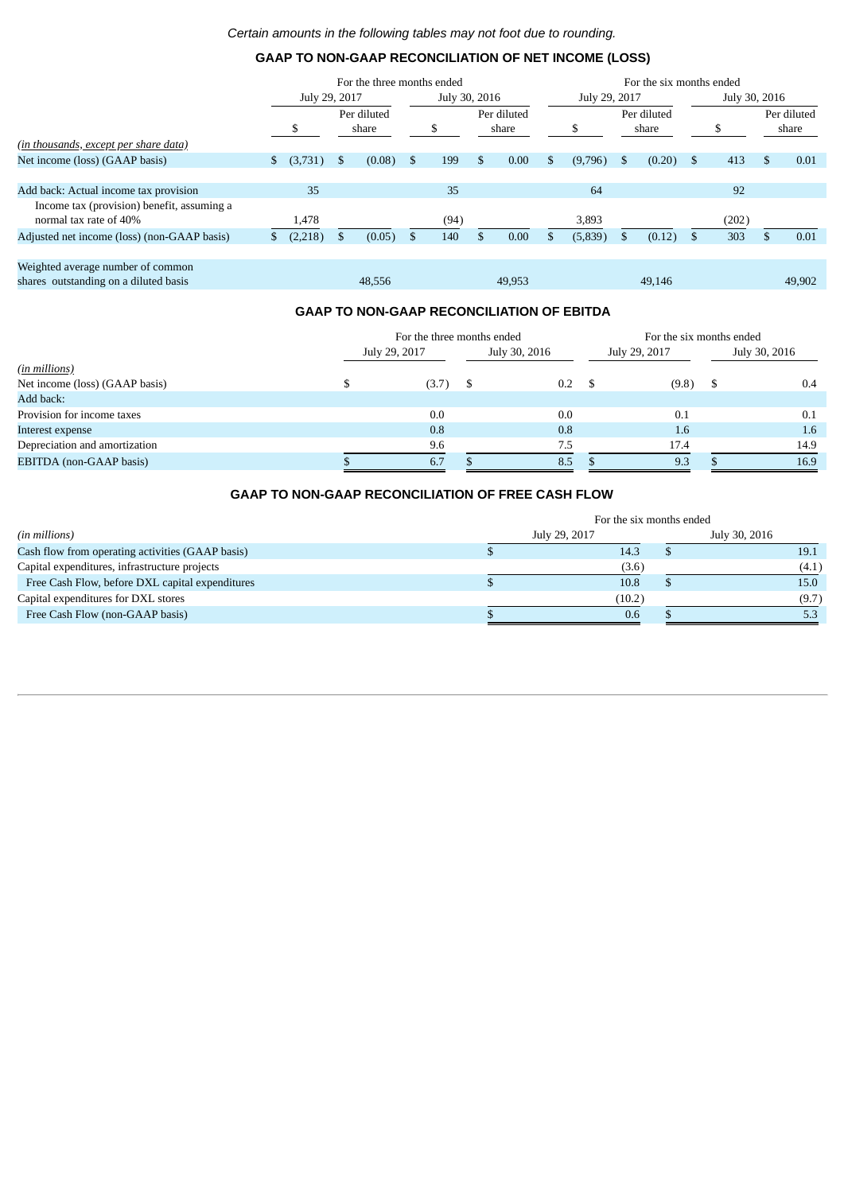*Certain amounts in the following tables may not foot due to rounding.*

## GAAP TO NON-GAAP RECONCILIATION OF NET INCOME (LOSS)

| | For the three months ended | | | | For the six months ended | | | |
|---|---|---|---|---|---|---|---|---|
| | July 29, 2017 | | July 30, 2016 | | July 29, 2017 | | July 30, 2016 | |
| *(in thousands, except per share data)* | $ | Per diluted share | $ | Per diluted share | $ | Per diluted share | $ | Per diluted share |
| Net income (loss) (GAAP basis) | $ (3,731) | $ (0.08) | $ 199 | $ 0.00 | $ (9,796) | $ (0.20) | $ 413 | $ 0.01 |
| Add back: Actual income tax provision | 35 | | 35 | | 64 | | 92 | |
| Income tax (provision) benefit, assuming a normal tax rate of 40% | 1,478 | | (94) | | 3,893 | | (202) | |
| Adjusted net income (loss) (non-GAAP basis) | $ (2,218) | $ (0.05) | $ 140 | $ 0.00 | $ (5,839) | $ (0.12) | $ 303 | $ 0.01 |
| Weighted average number of common shares outstanding on a diluted basis | | 48,556 | | 49,953 | | 49,146 | | 49,902 |

## GAAP TO NON-GAAP RECONCILIATION OF EBITDA

| | For the three months ended | | For the six months ended | |
|---|---|---|---|---|
| *(in millions)* | July 29, 2017 | July 30, 2016 | July 29, 2017 | July 30, 2016 |
| Net income (loss) (GAAP basis) | $ (3.7) | $ 0.2 | $ (9.8) | $ 0.4 |
| Add back: | | | | |
| Provision for income taxes | 0.0 | 0.0 | 0.1 | 0.1 |
| Interest expense | 0.8 | 0.8 | 1.6 | 1.6 |
| Depreciation and amortization | 9.6 | 7.5 | 17.4 | 14.9 |
| EBITDA (non-GAAP basis) | $ 6.7 | $ 8.5 | $ 9.3 | $ 16.9 |

## GAAP TO NON-GAAP RECONCILIATION OF FREE CASH FLOW

| | For the six months ended | |
|---|---|---|
| *(in millions)* | July 29, 2017 | July 30, 2016 |
| Cash flow from operating activities (GAAP basis) | $ 14.3 | $ 19.1 |
| Capital expenditures, infrastructure projects | (3.6) | (4.1) |
| Free Cash Flow, before DXL capital expenditures | $ 10.8 | $ 15.0 |
| Capital expenditures for DXL stores | (10.2) | (9.7) |
| Free Cash Flow (non-GAAP basis) | $ 0.6 | $ 5.3 |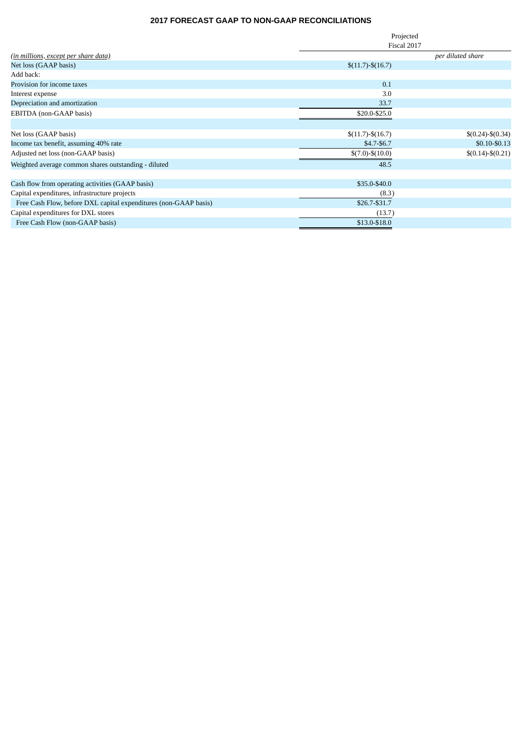## 2017 FORECAST GAAP TO NON-GAAP RECONCILIATIONS

| *(in millions, except per share data)* | Projected Fiscal 2017 | *per diluted share* |
|---|---|---|
| Net loss (GAAP basis) | $(11.7)-$(16.7) | |
| Add back: | | |
| Provision for income taxes | 0.1 | |
| Interest expense | 3.0 | |
| Depreciation and amortization | 33.7 | |
| EBITDA (non-GAAP basis) | $20.0-$25.0 | |
| | | |
| Net loss (GAAP basis) | $(11.7)-$(16.7) | $(0.24)-$(0.34) |
| Income tax benefit, assuming 40% rate | $4.7-$6.7 | $0.10-$0.13 |
| Adjusted net loss (non-GAAP basis) | $(7.0)-$(10.0) | $(0.14)-$(0.21) |
| Weighted average common shares outstanding - diluted | 48.5 | |
| | | |
| Cash flow from operating activities (GAAP basis) | $35.0-$40.0 | |
| Capital expenditures, infrastructure projects | (8.3) | |
| Free Cash Flow, before DXL capital expenditures (non-GAAP basis) | $26.7-$31.7 | |
| Capital expenditures for DXL stores | (13.7) | |
| Free Cash Flow (non-GAAP basis) | $13.0-$18.0 | |